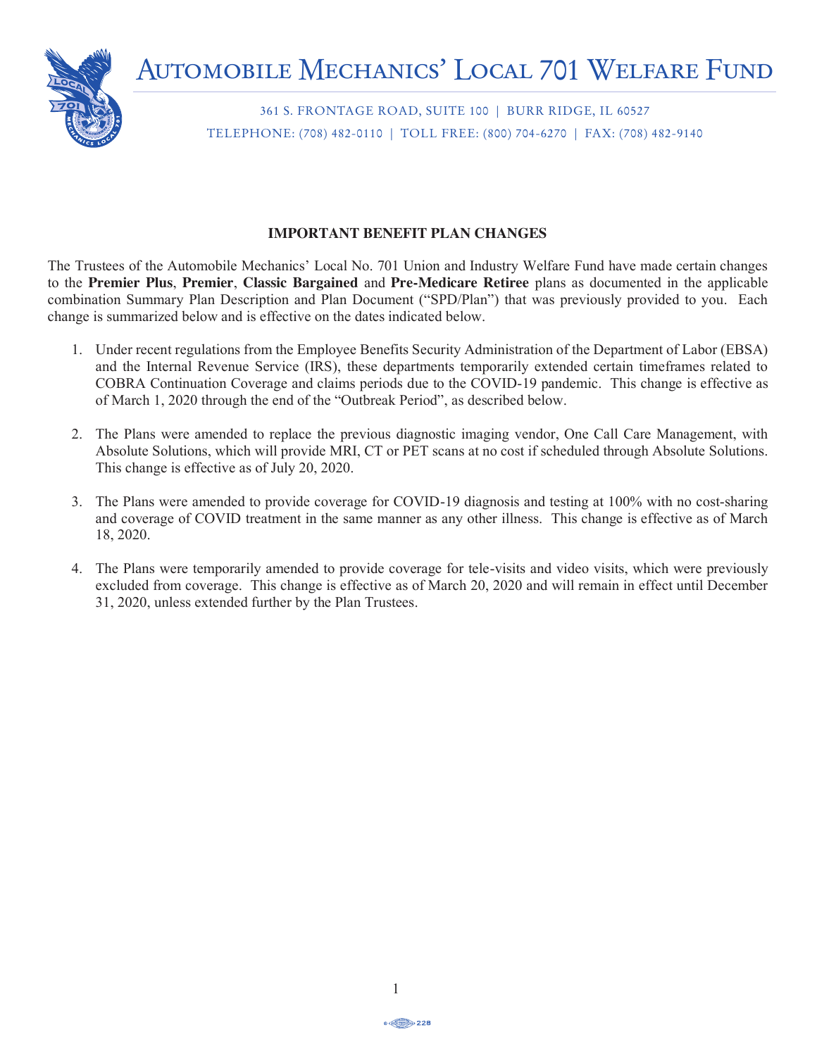# Automobile Mechanics' Local 701 Welfare Fund

361 S. FRONTAGE ROAD, SUITE 100 | BURR RIDGE, IL 60527
TELEPHONE: (708) 482-0110 | TOLL FREE: (800) 704-6270 | FAX: (708) 482-9140

## IMPORTANT BENEFIT PLAN CHANGES

The Trustees of the Automobile Mechanics' Local No. 701 Union and Industry Welfare Fund have made certain changes to the **Premier Plus**, **Premier**, **Classic Bargained** and **Pre-Medicare Retiree** plans as documented in the applicable combination Summary Plan Description and Plan Document ("SPD/Plan") that was previously provided to you. Each change is summarized below and is effective on the dates indicated below.

1. Under recent regulations from the Employee Benefits Security Administration of the Department of Labor (EBSA) and the Internal Revenue Service (IRS), these departments temporarily extended certain timeframes related to COBRA Continuation Coverage and claims periods due to the COVID-19 pandemic. This change is effective as of March 1, 2020 through the end of the "Outbreak Period", as described below.

2. The Plans were amended to replace the previous diagnostic imaging vendor, One Call Care Management, with Absolute Solutions, which will provide MRI, CT or PET scans at no cost if scheduled through Absolute Solutions. This change is effective as of July 20, 2020.

3. The Plans were amended to provide coverage for COVID-19 diagnosis and testing at 100% with no cost-sharing and coverage of COVID treatment in the same manner as any other illness. This change is effective as of March 18, 2020.

4. The Plans were temporarily amended to provide coverage for tele-visits and video visits, which were previously excluded from coverage. This change is effective as of March 20, 2020 and will remain in effect until December 31, 2020, unless extended further by the Plan Trustees.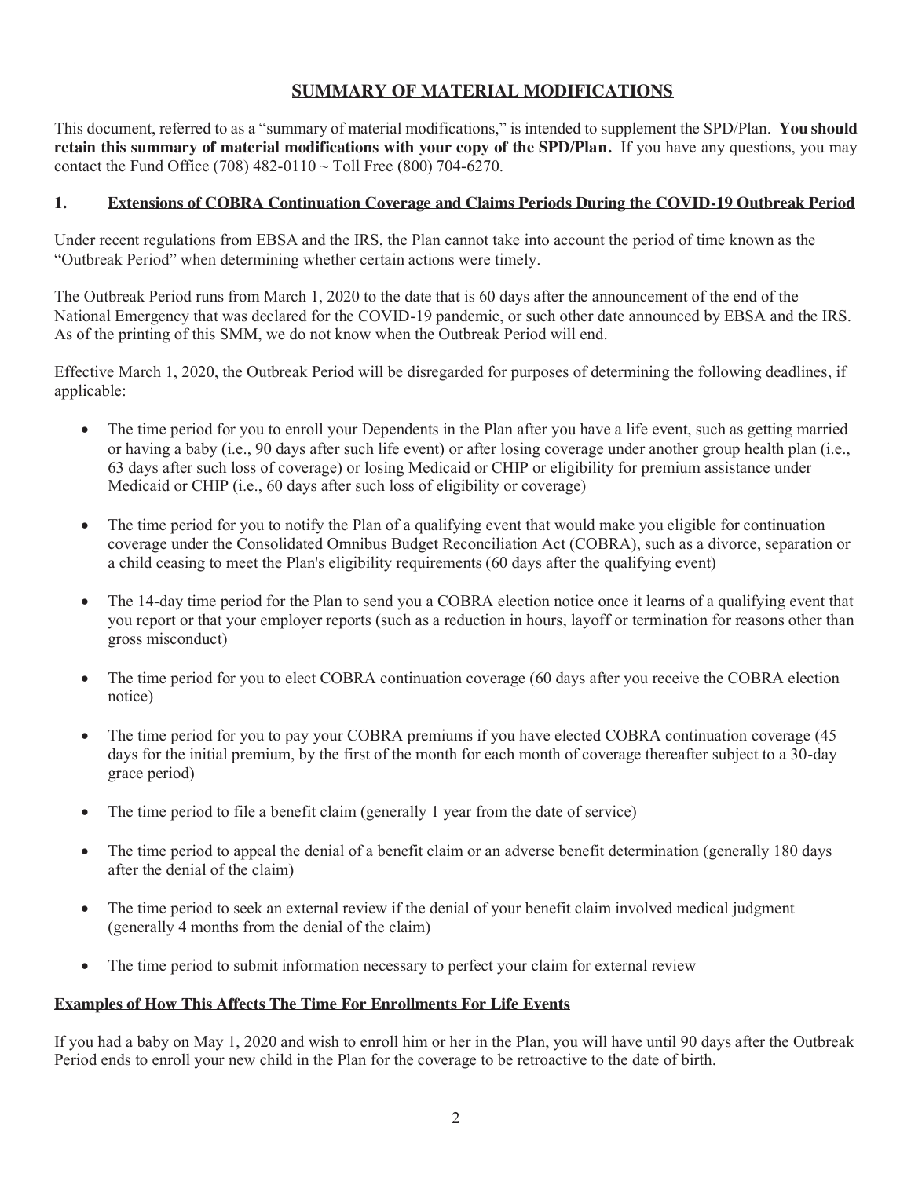# SUMMARY OF MATERIAL MODIFICATIONS

This document, referred to as a "summary of material modifications," is intended to supplement the SPD/Plan. **You should retain this summary of material modifications with your copy of the SPD/Plan.** If you have any questions, you may contact the Fund Office (708) 482-0110 ~ Toll Free (800) 704-6270.

## 1. Extensions of COBRA Continuation Coverage and Claims Periods During the COVID-19 Outbreak Period

Under recent regulations from EBSA and the IRS, the Plan cannot take into account the period of time known as the "Outbreak Period" when determining whether certain actions were timely.

The Outbreak Period runs from March 1, 2020 to the date that is 60 days after the announcement of the end of the National Emergency that was declared for the COVID-19 pandemic, or such other date announced by EBSA and the IRS. As of the printing of this SMM, we do not know when the Outbreak Period will end.

Effective March 1, 2020, the Outbreak Period will be disregarded for purposes of determining the following deadlines, if applicable:

- The time period for you to enroll your Dependents in the Plan after you have a life event, such as getting married or having a baby (i.e., 90 days after such life event) or after losing coverage under another group health plan (i.e., 63 days after such loss of coverage) or losing Medicaid or CHIP or eligibility for premium assistance under Medicaid or CHIP (i.e., 60 days after such loss of eligibility or coverage)
- The time period for you to notify the Plan of a qualifying event that would make you eligible for continuation coverage under the Consolidated Omnibus Budget Reconciliation Act (COBRA), such as a divorce, separation or a child ceasing to meet the Plan's eligibility requirements (60 days after the qualifying event)
- The 14-day time period for the Plan to send you a COBRA election notice once it learns of a qualifying event that you report or that your employer reports (such as a reduction in hours, layoff or termination for reasons other than gross misconduct)
- The time period for you to elect COBRA continuation coverage (60 days after you receive the COBRA election notice)
- The time period for you to pay your COBRA premiums if you have elected COBRA continuation coverage (45 days for the initial premium, by the first of the month for each month of coverage thereafter subject to a 30-day grace period)
- The time period to file a benefit claim (generally 1 year from the date of service)
- The time period to appeal the denial of a benefit claim or an adverse benefit determination (generally 180 days after the denial of the claim)
- The time period to seek an external review if the denial of your benefit claim involved medical judgment (generally 4 months from the denial of the claim)
- The time period to submit information necessary to perfect your claim for external review

### Examples of How This Affects The Time For Enrollments For Life Events

If you had a baby on May 1, 2020 and wish to enroll him or her in the Plan, you will have until 90 days after the Outbreak Period ends to enroll your new child in the Plan for the coverage to be retroactive to the date of birth.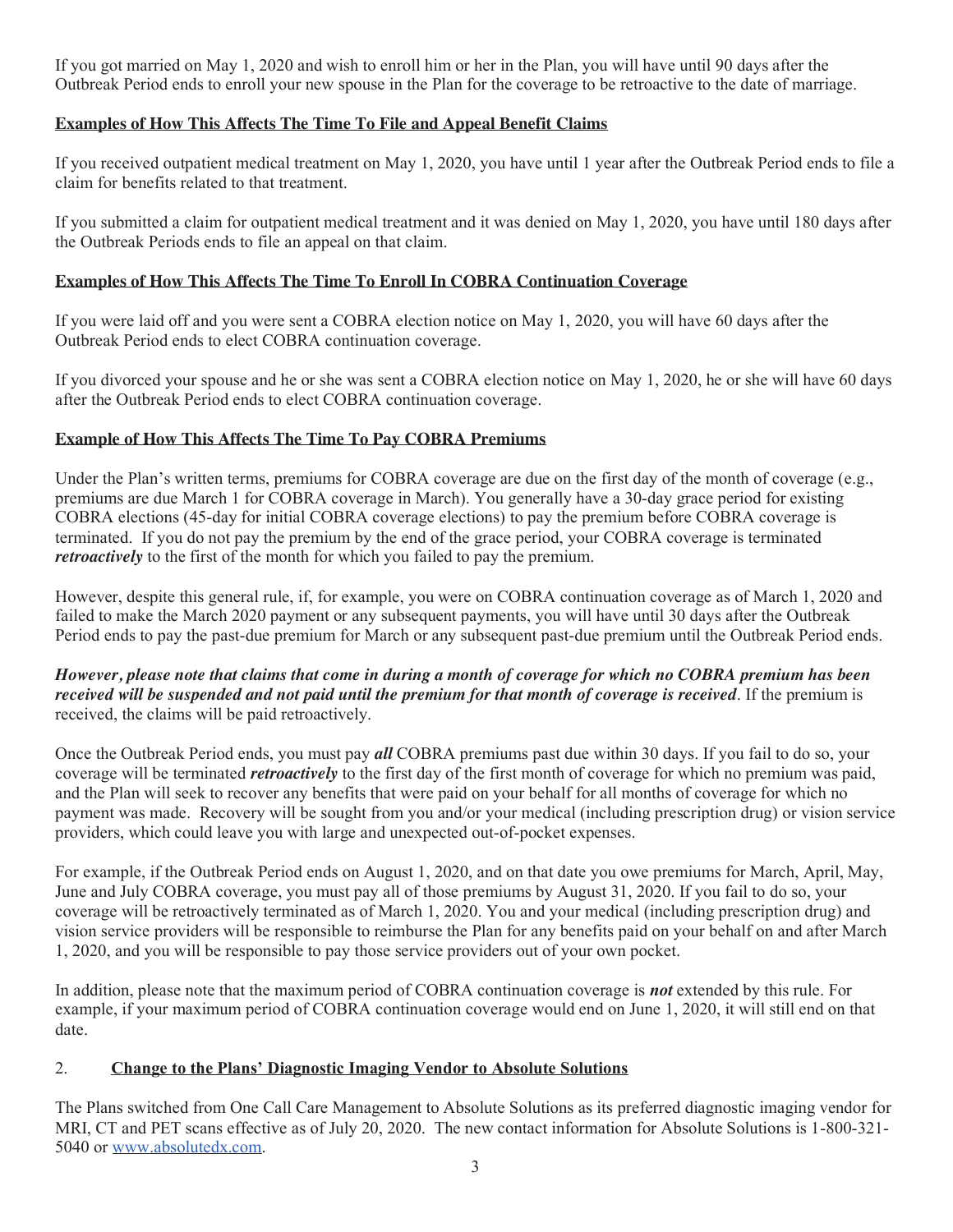If you got married on May 1, 2020 and wish to enroll him or her in the Plan, you will have until 90 days after the Outbreak Period ends to enroll your new spouse in the Plan for the coverage to be retroactive to the date of marriage.

**Examples of How This Affects The Time To File and Appeal Benefit Claims**

If you received outpatient medical treatment on May 1, 2020, you have until 1 year after the Outbreak Period ends to file a claim for benefits related to that treatment.

If you submitted a claim for outpatient medical treatment and it was denied on May 1, 2020, you have until 180 days after the Outbreak Periods ends to file an appeal on that claim.

**Examples of How This Affects The Time To Enroll In COBRA Continuation Coverage**

If you were laid off and you were sent a COBRA election notice on May 1, 2020, you will have 60 days after the Outbreak Period ends to elect COBRA continuation coverage.

If you divorced your spouse and he or she was sent a COBRA election notice on May 1, 2020, he or she will have 60 days after the Outbreak Period ends to elect COBRA continuation coverage.

**Example of How This Affects The Time To Pay COBRA Premiums**

Under the Plan's written terms, premiums for COBRA coverage are due on the first day of the month of coverage (e.g., premiums are due March 1 for COBRA coverage in March). You generally have a 30-day grace period for existing COBRA elections (45-day for initial COBRA coverage elections) to pay the premium before COBRA coverage is terminated. If you do not pay the premium by the end of the grace period, your COBRA coverage is terminated ***retroactively*** to the first of the month for which you failed to pay the premium.

However, despite this general rule, if, for example, you were on COBRA continuation coverage as of March 1, 2020 and failed to make the March 2020 payment or any subsequent payments, you will have until 30 days after the Outbreak Period ends to pay the past-due premium for March or any subsequent past-due premium until the Outbreak Period ends.

***However, please note that claims that come in during a month of coverage for which no COBRA premium has been received will be suspended and not paid until the premium for that month of coverage is received***. If the premium is received, the claims will be paid retroactively.

Once the Outbreak Period ends, you must pay ***all*** COBRA premiums past due within 30 days. If you fail to do so, your coverage will be terminated ***retroactively*** to the first day of the first month of coverage for which no premium was paid, and the Plan will seek to recover any benefits that were paid on your behalf for all months of coverage for which no payment was made. Recovery will be sought from you and/or your medical (including prescription drug) or vision service providers, which could leave you with large and unexpected out-of-pocket expenses.

For example, if the Outbreak Period ends on August 1, 2020, and on that date you owe premiums for March, April, May, June and July COBRA coverage, you must pay all of those premiums by August 31, 2020. If you fail to do so, your coverage will be retroactively terminated as of March 1, 2020. You and your medical (including prescription drug) and vision service providers will be responsible to reimburse the Plan for any benefits paid on your behalf on and after March 1, 2020, and you will be responsible to pay those service providers out of your own pocket.

In addition, please note that the maximum period of COBRA continuation coverage is ***not*** extended by this rule. For example, if your maximum period of COBRA continuation coverage would end on June 1, 2020, it will still end on that date.

## 2. Change to the Plans' Diagnostic Imaging Vendor to Absolute Solutions

The Plans switched from One Call Care Management to Absolute Solutions as its preferred diagnostic imaging vendor for MRI, CT and PET scans effective as of July 20, 2020. The new contact information for Absolute Solutions is 1-800-321-5040 or www.absolutedx.com.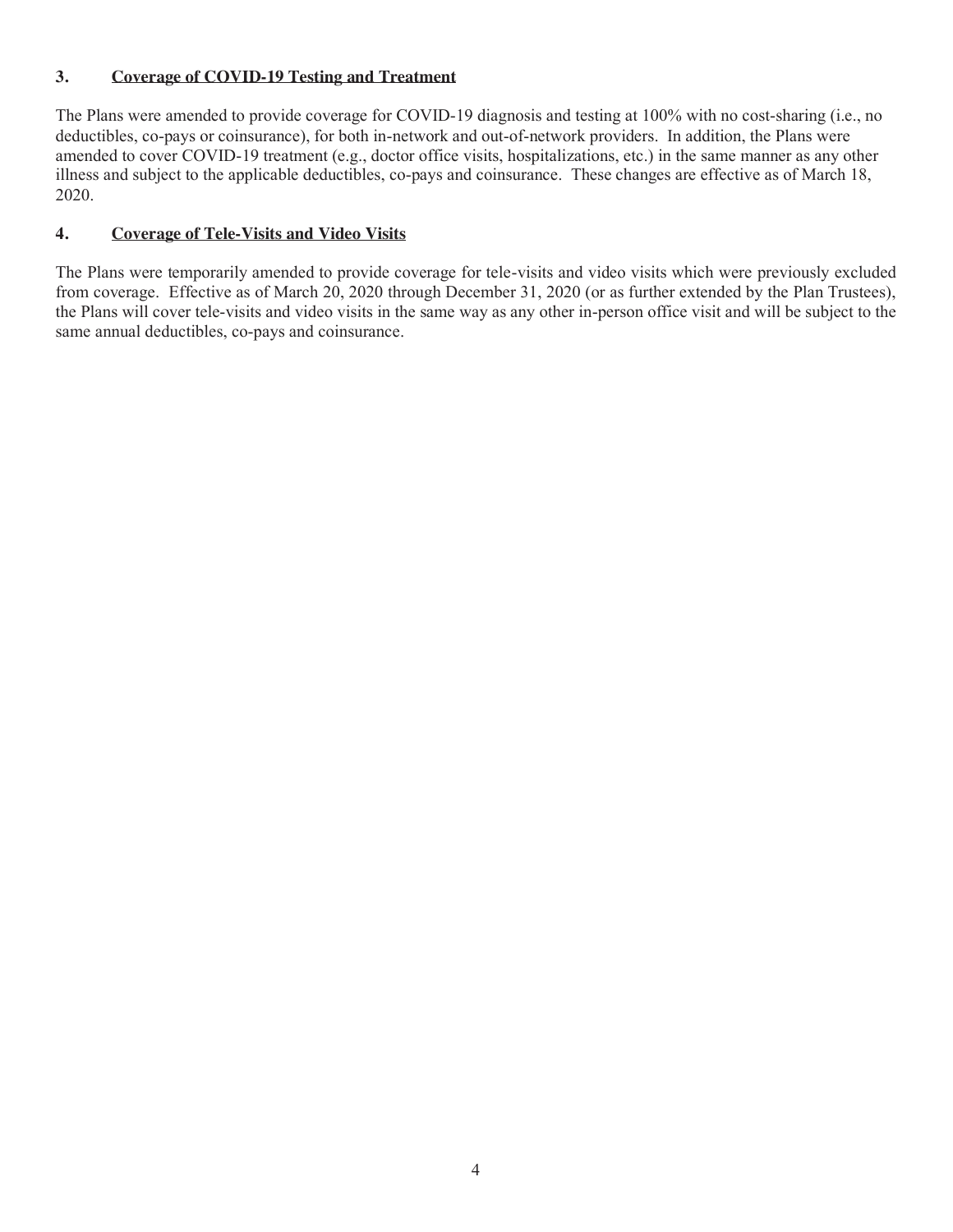### 3. **Coverage of COVID-19 Testing and Treatment**

The Plans were amended to provide coverage for COVID-19 diagnosis and testing at 100% with no cost-sharing (i.e., no deductibles, co-pays or coinsurance), for both in-network and out-of-network providers. In addition, the Plans were amended to cover COVID-19 treatment (e.g., doctor office visits, hospitalizations, etc.) in the same manner as any other illness and subject to the applicable deductibles, co-pays and coinsurance. These changes are effective as of March 18, 2020.

### 4. **Coverage of Tele-Visits and Video Visits**

The Plans were temporarily amended to provide coverage for tele-visits and video visits which were previously excluded from coverage. Effective as of March 20, 2020 through December 31, 2020 (or as further extended by the Plan Trustees), the Plans will cover tele-visits and video visits in the same way as any other in-person office visit and will be subject to the same annual deductibles, co-pays and coinsurance.